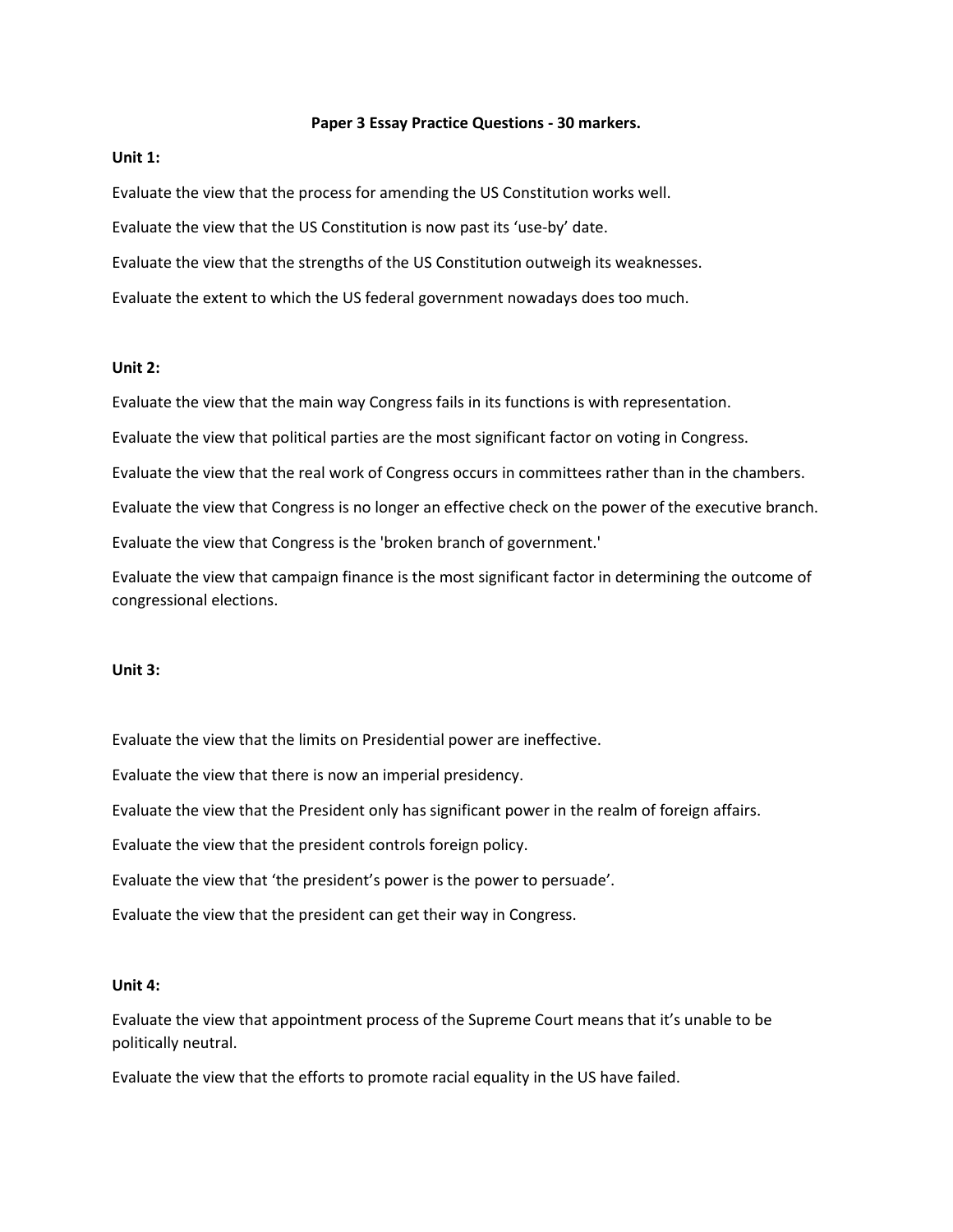# Paper 3 Essay Practice Questions - 30 markers.

**Unit 1:**

Evaluate the view that the process for amending the US Constitution works well.

Evaluate the view that the US Constitution is now past its 'use-by' date.

Evaluate the view that the strengths of the US Constitution outweigh its weaknesses.

Evaluate the extent to which the US federal government nowadays does too much.

**Unit 2:**

Evaluate the view that the main way Congress fails in its functions is with representation.

Evaluate the view that political parties are the most significant factor on voting in Congress.

Evaluate the view that the real work of Congress occurs in committees rather than in the chambers.

Evaluate the view that Congress is no longer an effective check on the power of the executive branch.

Evaluate the view that Congress is the 'broken branch of government.'

Evaluate the view that campaign finance is the most significant factor in determining the outcome of congressional elections.

**Unit 3:**

Evaluate the view that the limits on Presidential power are ineffective.

Evaluate the view that there is now an imperial presidency.

Evaluate the view that the President only has significant power in the realm of foreign affairs.

Evaluate the view that the president controls foreign policy.

Evaluate the view that 'the president's power is the power to persuade'.

Evaluate the view that the president can get their way in Congress.

**Unit 4:**

Evaluate the view that appointment process of the Supreme Court means that it's unable to be politically neutral.

Evaluate the view that the efforts to promote racial equality in the US have failed.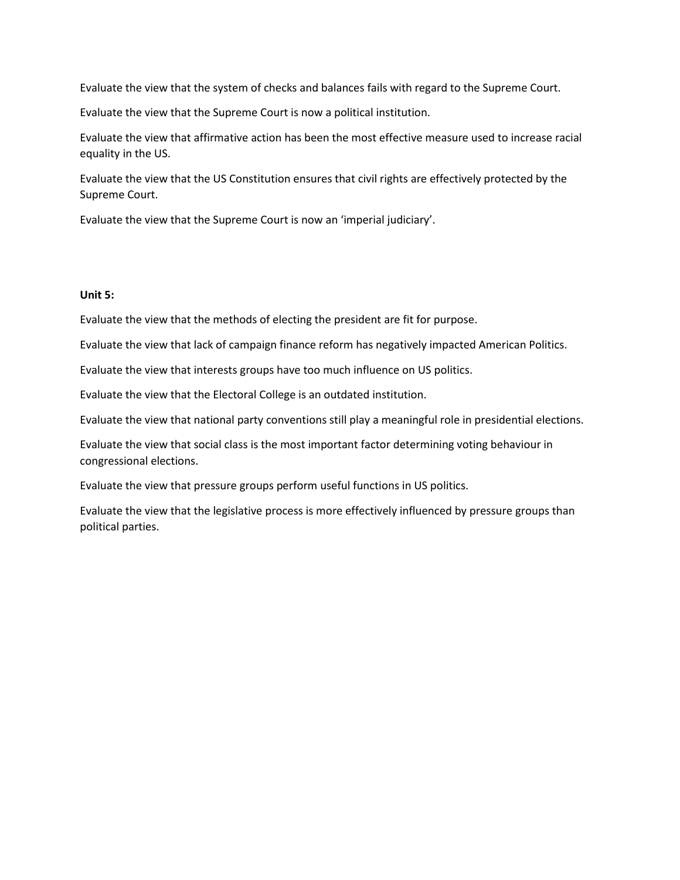Evaluate the view that the system of checks and balances fails with regard to the Supreme Court.

Evaluate the view that the Supreme Court is now a political institution.

Evaluate the view that affirmative action has been the most effective measure used to increase racial equality in the US.

Evaluate the view that the US Constitution ensures that civil rights are effectively protected by the Supreme Court.

Evaluate the view that the Supreme Court is now an 'imperial judiciary'.

**Unit 5:**

Evaluate the view that the methods of electing the president are fit for purpose.

Evaluate the view that lack of campaign finance reform has negatively impacted American Politics.

Evaluate the view that interests groups have too much influence on US politics.

Evaluate the view that the Electoral College is an outdated institution.

Evaluate the view that national party conventions still play a meaningful role in presidential elections.

Evaluate the view that social class is the most important factor determining voting behaviour in congressional elections.

Evaluate the view that pressure groups perform useful functions in US politics.

Evaluate the view that the legislative process is more effectively influenced by pressure groups than political parties.